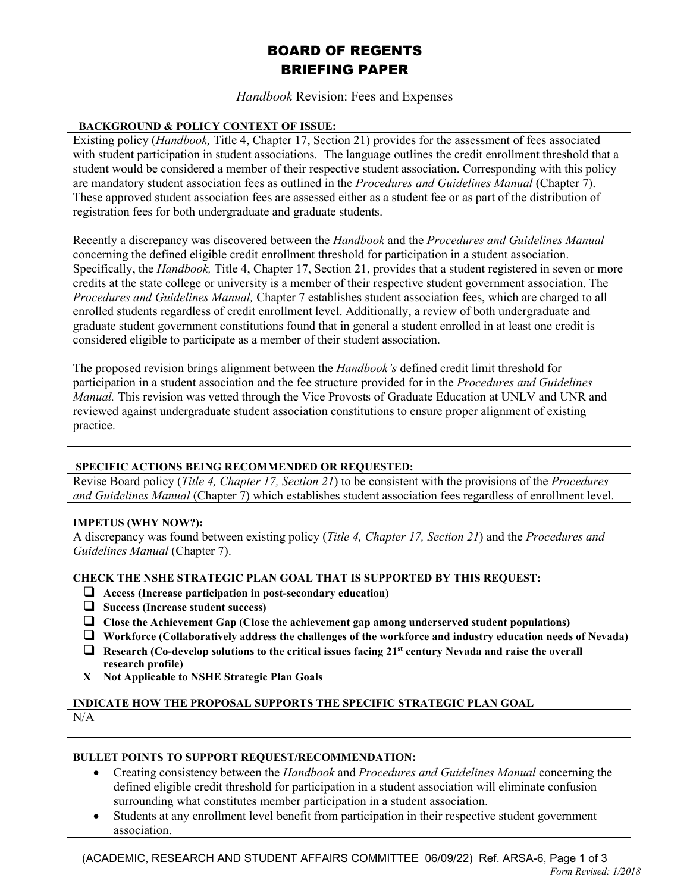# BOARD OF REGENTS
# BRIEFING PAPER

*Handbook* Revision: Fees and Expenses

**BACKGROUND & POLICY CONTEXT OF ISSUE:**

Existing policy (*Handbook,* Title 4, Chapter 17, Section 21) provides for the assessment of fees associated with student participation in student associations. The language outlines the credit enrollment threshold that a student would be considered a member of their respective student association. Corresponding with this policy are mandatory student association fees as outlined in the *Procedures and Guidelines Manual* (Chapter 7). These approved student association fees are assessed either as a student fee or as part of the distribution of registration fees for both undergraduate and graduate students.

Recently a discrepancy was discovered between the *Handbook* and the *Procedures and Guidelines Manual* concerning the defined eligible credit enrollment threshold for participation in a student association. Specifically, the *Handbook,* Title 4, Chapter 17, Section 21, provides that a student registered in seven or more credits at the state college or university is a member of their respective student government association. The *Procedures and Guidelines Manual,* Chapter 7 establishes student association fees, which are charged to all enrolled students regardless of credit enrollment level. Additionally, a review of both undergraduate and graduate student government constitutions found that in general a student enrolled in at least one credit is considered eligible to participate as a member of their student association.

The proposed revision brings alignment between the *Handbook's* defined credit limit threshold for participation in a student association and the fee structure provided for in the *Procedures and Guidelines Manual.* This revision was vetted through the Vice Provosts of Graduate Education at UNLV and UNR and reviewed against undergraduate student association constitutions to ensure proper alignment of existing practice.

**SPECIFIC ACTIONS BEING RECOMMENDED OR REQUESTED:**

Revise Board policy (*Title 4, Chapter 17, Section 21*) to be consistent with the provisions of the *Procedures and Guidelines Manual* (Chapter 7) which establishes student association fees regardless of enrollment level.

**IMPETUS (WHY NOW?):**

A discrepancy was found between existing policy (*Title 4, Chapter 17, Section 21*) and the *Procedures and Guidelines Manual* (Chapter 7).

**CHECK THE NSHE STRATEGIC PLAN GOAL THAT IS SUPPORTED BY THIS REQUEST:**

- ☐ **Access (Increase participation in post-secondary education)**
- ☐ **Success (Increase student success)**
- ☐ **Close the Achievement Gap (Close the achievement gap among underserved student populations)**
- ☐ **Workforce (Collaboratively address the challenges of the workforce and industry education needs of Nevada)**
- ☐ **Research (Co-develop solutions to the critical issues facing 21st century Nevada and raise the overall research profile)**
- **X Not Applicable to NSHE Strategic Plan Goals**

**INDICATE HOW THE PROPOSAL SUPPORTS THE SPECIFIC STRATEGIC PLAN GOAL**

N/A

**BULLET POINTS TO SUPPORT REQUEST/RECOMMENDATION:**

- Creating consistency between the *Handbook* and *Procedures and Guidelines Manual* concerning the defined eligible credit threshold for participation in a student association will eliminate confusion surrounding what constitutes member participation in a student association.
- Students at any enrollment level benefit from participation in their respective student government association.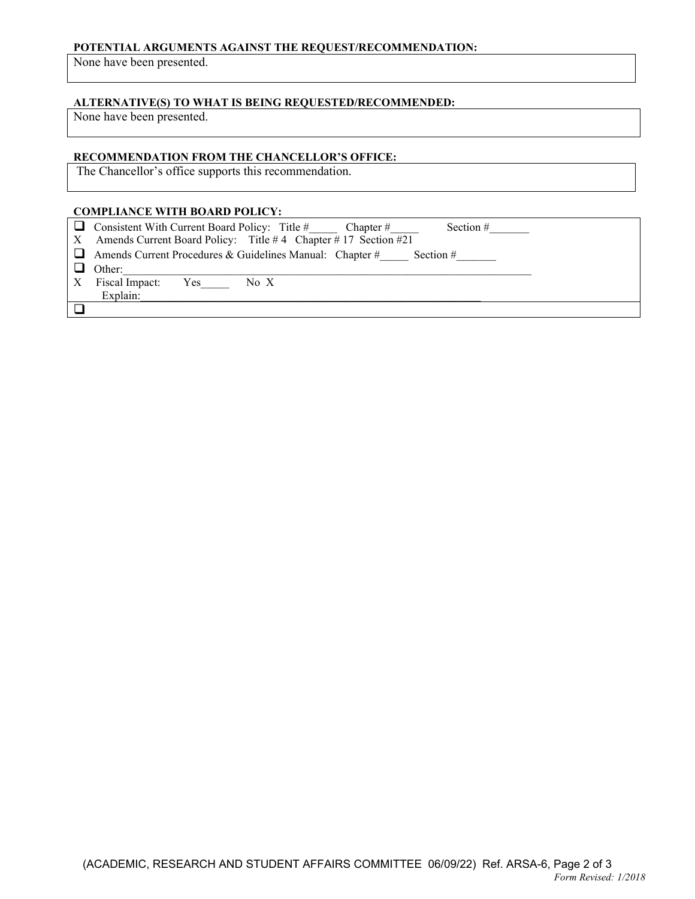**POTENTIAL ARGUMENTS AGAINST THE REQUEST/RECOMMENDATION:**

None have been presented.

**ALTERNATIVE(S) TO WHAT IS BEING REQUESTED/RECOMMENDED:**

None have been presented.

**RECOMMENDATION FROM THE CHANCELLOR'S OFFICE:**

The Chancellor's office supports this recommendation.

**COMPLIANCE WITH BOARD POLICY:**

- ☐ Consistent With Current Board Policy: Title #_____ Chapter #_____ Section #_______
- X Amends Current Board Policy: Title # 4 Chapter # 17 Section #21
- ☐ Amends Current Procedures & Guidelines Manual: Chapter #_____ Section #_______
- ☐ Other:___________________________________________________________________________
- X Fiscal Impact: Yes_____ No X
  Explain:_____________________________________________________________
- ☐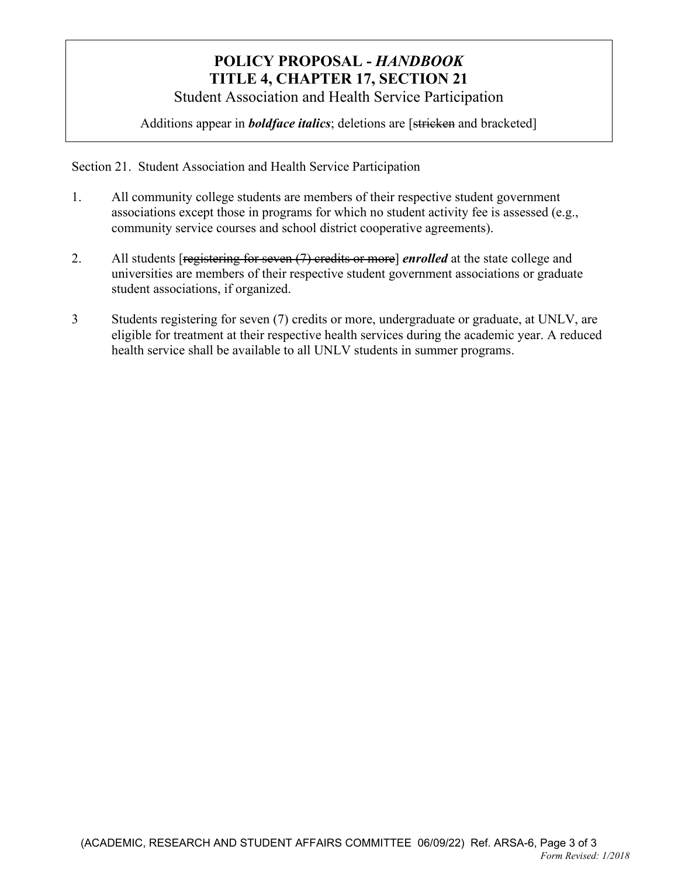# POLICY PROPOSAL - *HANDBOOK*
# TITLE 4, CHAPTER 17, SECTION 21

Student Association and Health Service Participation

Additions appear in ***boldface italics***; deletions are [~~stricken~~ and bracketed]

Section 21. Student Association and Health Service Participation

1. All community college students are members of their respective student government associations except those in programs for which no student activity fee is assessed (e.g., community service courses and school district cooperative agreements).

2. All students [~~registering for seven (7) credits or more~~] ***enrolled*** at the state college and universities are members of their respective student government associations or graduate student associations, if organized.

3 Students registering for seven (7) credits or more, undergraduate or graduate, at UNLV, are eligible for treatment at their respective health services during the academic year. A reduced health service shall be available to all UNLV students in summer programs.